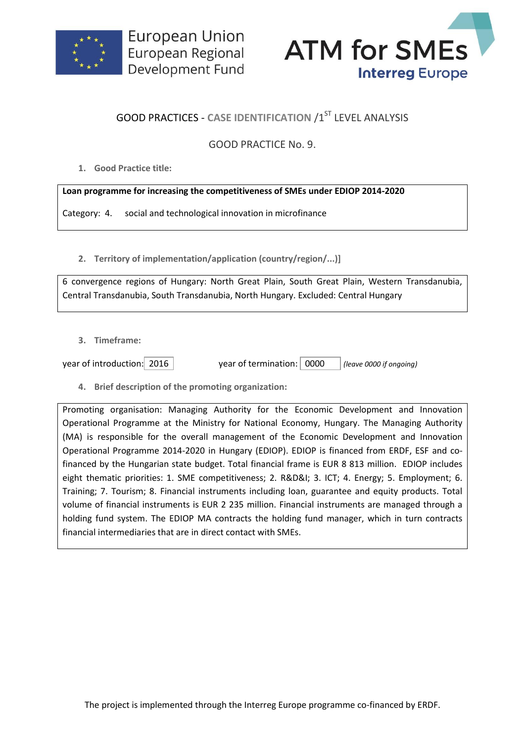European Union
European Regional
Development Fund

ATM for SMEs
Interreg Europe

# GOOD PRACTICES - CASE IDENTIFICATION /1$^{ST}$ LEVEL ANALYSIS

## GOOD PRACTICE No. 9.

1. **Good Practice title:**

**Loan programme for increasing the competitiveness of SMEs under EDIOP 2014-2020**

Category: 4. social and technological innovation in microfinance

2. **Territory of implementation/application (country/region/...)]**

6 convergence regions of Hungary: North Great Plain, South Great Plain, Western Transdanubia, Central Transdanubia, South Transdanubia, North Hungary. Excluded: Central Hungary

3. **Timeframe:**

year of introduction: 2016 year of termination: 0000 *(leave 0000 if ongoing)*

4. **Brief description of the promoting organization:**

Promoting organisation: Managing Authority for the Economic Development and Innovation Operational Programme at the Ministry for National Economy, Hungary. The Managing Authority (MA) is responsible for the overall management of the Economic Development and Innovation Operational Programme 2014-2020 in Hungary (EDIOP). EDIOP is financed from ERDF, ESF and co-financed by the Hungarian state budget. Total financial frame is EUR 8 813 million. EDIOP includes eight thematic priorities: 1. SME competitiveness; 2. R&D&I; 3. ICT; 4. Energy; 5. Employment; 6. Training; 7. Tourism; 8. Financial instruments including loan, guarantee and equity products. Total volume of financial instruments is EUR 2 235 million. Financial instruments are managed through a holding fund system. The EDIOP MA contracts the holding fund manager, which in turn contracts financial intermediaries that are in direct contact with SMEs.

The project is implemented through the Interreg Europe programme co-financed by ERDF.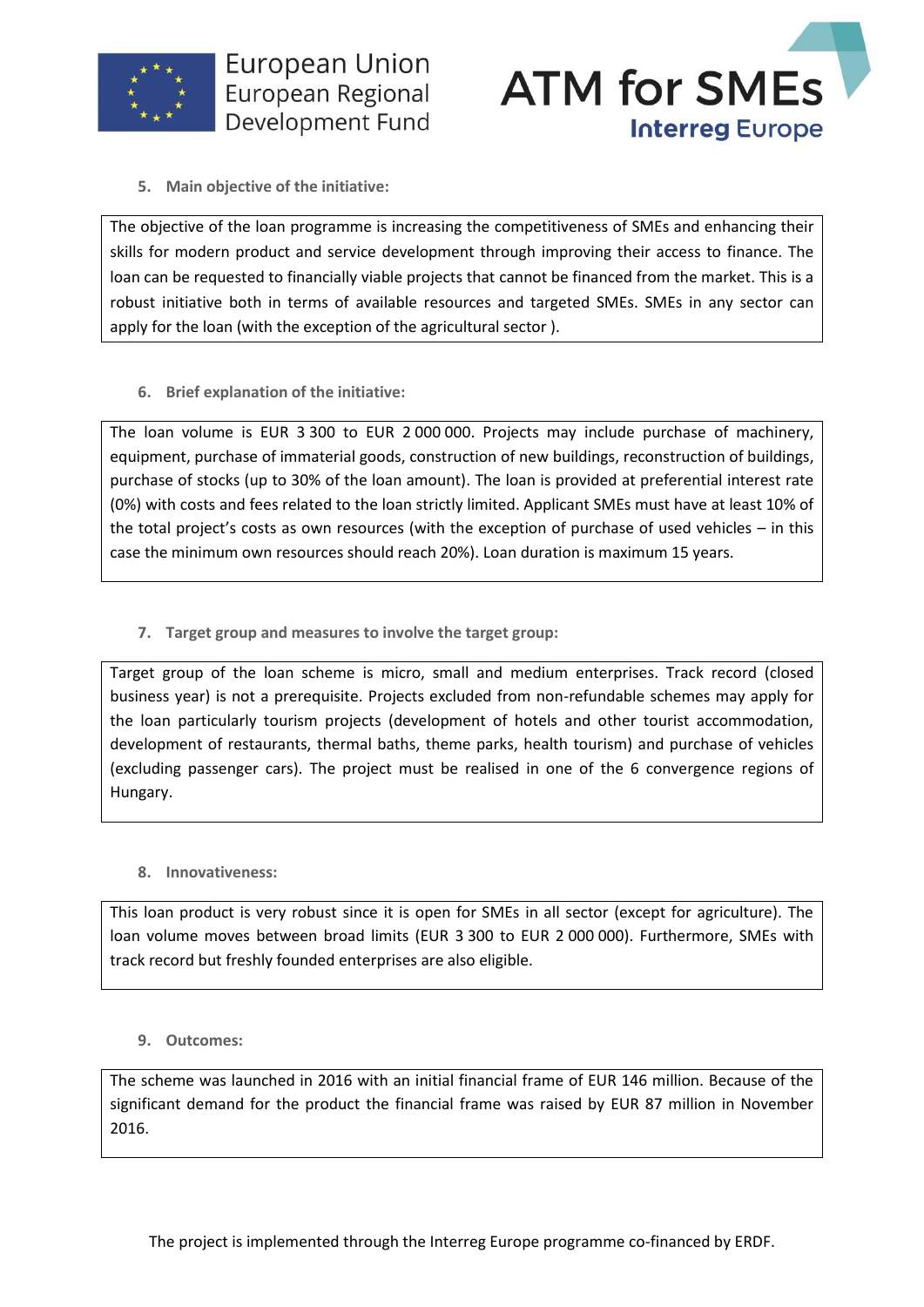5. **Main objective of the initiative:**

The objective of the loan programme is increasing the competitiveness of SMEs and enhancing their skills for modern product and service development through improving their access to finance. The loan can be requested to financially viable projects that cannot be financed from the market. This is a robust initiative both in terms of available resources and targeted SMEs. SMEs in any sector can apply for the loan (with the exception of the agricultural sector ).

6. **Brief explanation of the initiative:**

The loan volume is EUR 3 300 to EUR 2 000 000. Projects may include purchase of machinery, equipment, purchase of immaterial goods, construction of new buildings, reconstruction of buildings, purchase of stocks (up to 30% of the loan amount). The loan is provided at preferential interest rate (0%) with costs and fees related to the loan strictly limited. Applicant SMEs must have at least 10% of the total project's costs as own resources (with the exception of purchase of used vehicles – in this case the minimum own resources should reach 20%). Loan duration is maximum 15 years.

7. **Target group and measures to involve the target group:**

Target group of the loan scheme is micro, small and medium enterprises. Track record (closed business year) is not a prerequisite. Projects excluded from non-refundable schemes may apply for the loan particularly tourism projects (development of hotels and other tourist accommodation, development of restaurants, thermal baths, theme parks, health tourism) and purchase of vehicles (excluding passenger cars). The project must be realised in one of the 6 convergence regions of Hungary.

8. **Innovativeness:**

This loan product is very robust since it is open for SMEs in all sector (except for agriculture). The loan volume moves between broad limits (EUR 3 300 to EUR 2 000 000). Furthermore, SMEs with track record but freshly founded enterprises are also eligible.

9. **Outcomes:**

The scheme was launched in 2016 with an initial financial frame of EUR 146 million. Because of the significant demand for the product the financial frame was raised by EUR 87 million in November 2016.